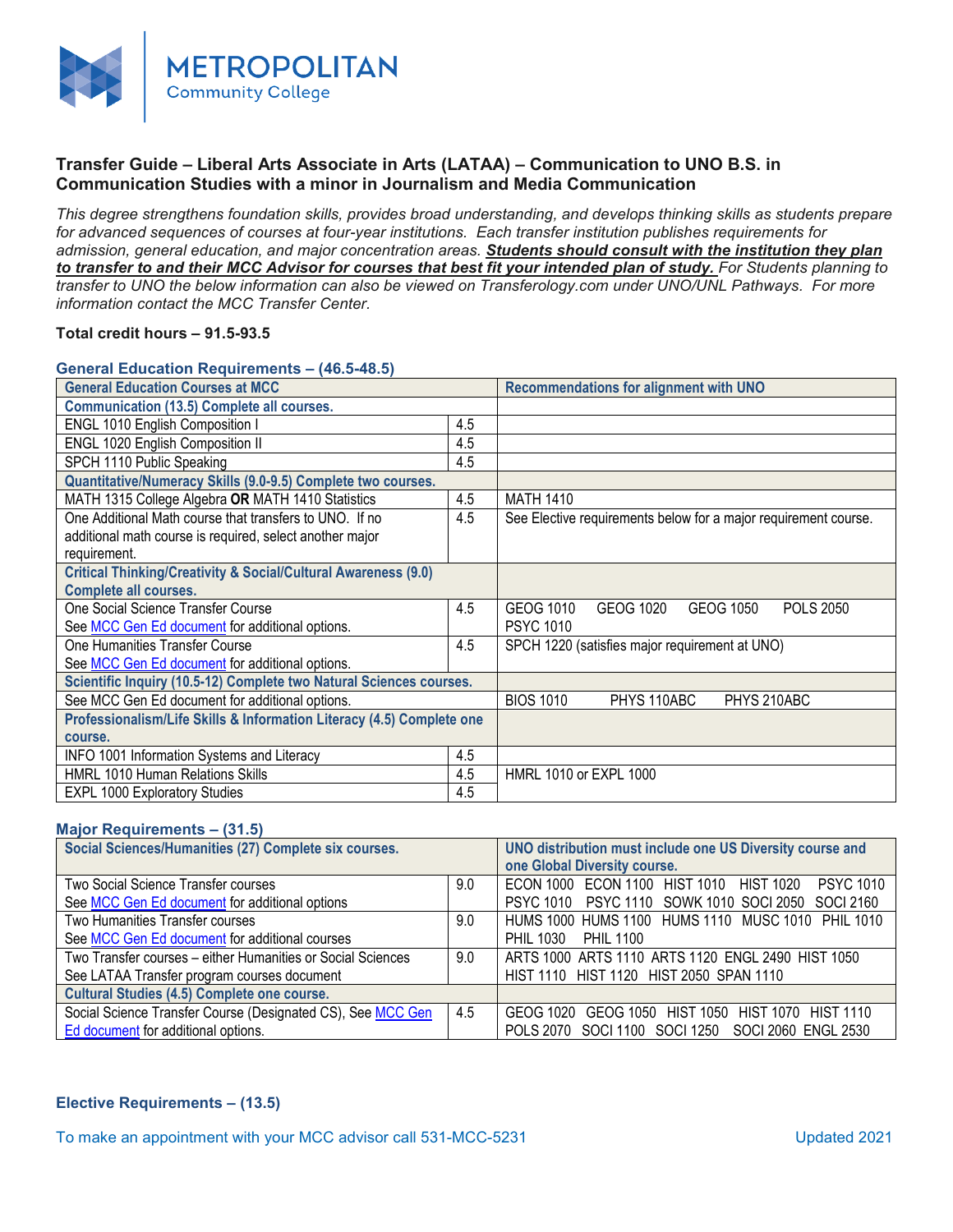# Transfer Guide – Liberal Arts Associate in Arts (LATAA) – Communication to UNO B.S. in Communication Studies with a minor in Journalism and Media Communication

*This degree strengthens foundation skills, provides broad understanding, and develops thinking skills as students prepare for advanced sequences of courses at four-year institutions. Each transfer institution publishes requirements for admission, general education, and major concentration areas.* ***Students should consult with the institution they plan to transfer to and their MCC Advisor for courses that best fit your intended plan of study.*** *For Students planning to transfer to UNO the below information can also be viewed on Transferology.com under UNO/UNL Pathways. For more information contact the MCC Transfer Center.*

**Total credit hours – 91.5-93.5**

## General Education Requirements – (46.5-48.5)

| General Education Courses at MCC | | Recommendations for alignment with UNO |
|---|---|---|
| **Communication (13.5) Complete all courses.** | | |
| ENGL 1010 English Composition I | 4.5 | |
| ENGL 1020 English Composition II | 4.5 | |
| SPCH 1110 Public Speaking | 4.5 | |
| **Quantitative/Numeracy Skills (9.0-9.5) Complete two courses.** | | |
| MATH 1315 College Algebra **OR** MATH 1410 Statistics | 4.5 | MATH 1410 |
| One Additional Math course that transfers to UNO. If no additional math course is required, select another major requirement. | 4.5 | See Elective requirements below for a major requirement course. |
| **Critical Thinking/Creativity & Social/Cultural Awareness (9.0) Complete all courses.** | | |
| One Social Science Transfer Course<br>See MCC Gen Ed document for additional options. | 4.5 | GEOG 1010 GEOG 1020 GEOG 1050 POLS 2050 PSYC 1010 |
| One Humanities Transfer Course<br>See MCC Gen Ed document for additional options. | 4.5 | SPCH 1220 (satisfies major requirement at UNO) |
| **Scientific Inquiry (10.5-12) Complete two Natural Sciences courses.** | | |
| See MCC Gen Ed document for additional options. | | BIOS 1010 PHYS 110ABC PHYS 210ABC |
| **Professionalism/Life Skills & Information Literacy (4.5) Complete one course.** | | |
| INFO 1001 Information Systems and Literacy | 4.5 | |
| HMRL 1010 Human Relations Skills | 4.5 | HMRL 1010 or EXPL 1000 |
| EXPL 1000 Exploratory Studies | 4.5 | |

## Major Requirements – (31.5)

| Social Sciences/Humanities (27) Complete six courses. | | UNO distribution must include one US Diversity course and one Global Diversity course. |
|---|---|---|
| Two Social Science Transfer courses<br>See MCC Gen Ed document for additional options | 9.0 | ECON 1000 ECON 1100 HIST 1010 HIST 1020 PSYC 1010 PSYC 1010 PSYC 1110 SOWK 1010 SOCI 2050 SOCI 2160 |
| Two Humanities Transfer courses<br>See MCC Gen Ed document for additional courses | 9.0 | HUMS 1000 HUMS 1100 HUMS 1110 MUSC 1010 PHIL 1010 PHIL 1030 PHIL 1100 |
| Two Transfer courses – either Humanities or Social Sciences<br>See LATAA Transfer program courses document | 9.0 | ARTS 1000 ARTS 1110 ARTS 1120 ENGL 2490 HIST 1050 HIST 1110 HIST 1120 HIST 2050 SPAN 1110 |
| **Cultural Studies (4.5) Complete one course.** | | |
| Social Science Transfer Course (Designated CS), See MCC Gen Ed document for additional options. | 4.5 | GEOG 1020 GEOG 1050 HIST 1050 HIST 1070 HIST 1110 POLS 2070 SOCI 1100 SOCI 1250 SOCI 2060 ENGL 2530 |

## Elective Requirements – (13.5)

To make an appointment with your MCC advisor call 531-MCC-5231

Updated 2021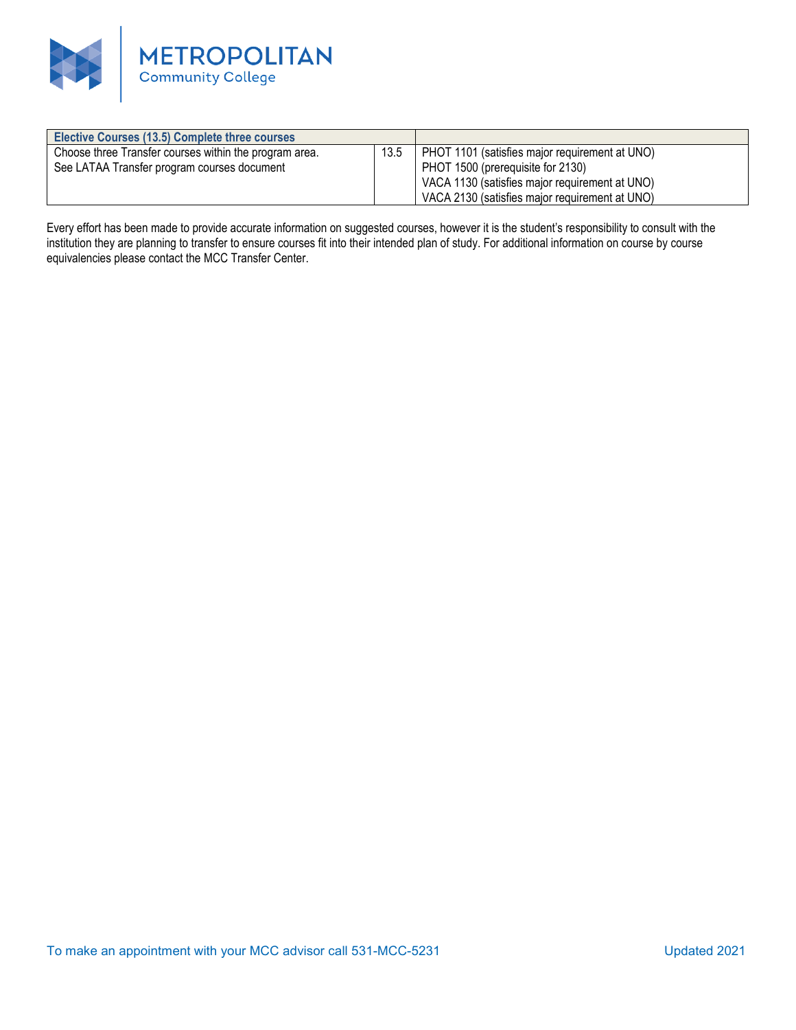| Elective Courses (13.5) Complete three courses | | |
|---|---|---|
| Choose three Transfer courses within the program area.<br>See LATAA Transfer program courses document | 13.5 | PHOT 1101 (satisfies major requirement at UNO)<br>PHOT 1500 (prerequisite for 2130)<br>VACA 1130 (satisfies major requirement at UNO)<br>VACA 2130 (satisfies major requirement at UNO) |

Every effort has been made to provide accurate information on suggested courses, however it is the student's responsibility to consult with the institution they are planning to transfer to ensure courses fit into their intended plan of study. For additional information on course by course equivalencies please contact the MCC Transfer Center.

To make an appointment with your MCC advisor call 531-MCC-5231

Updated 2021